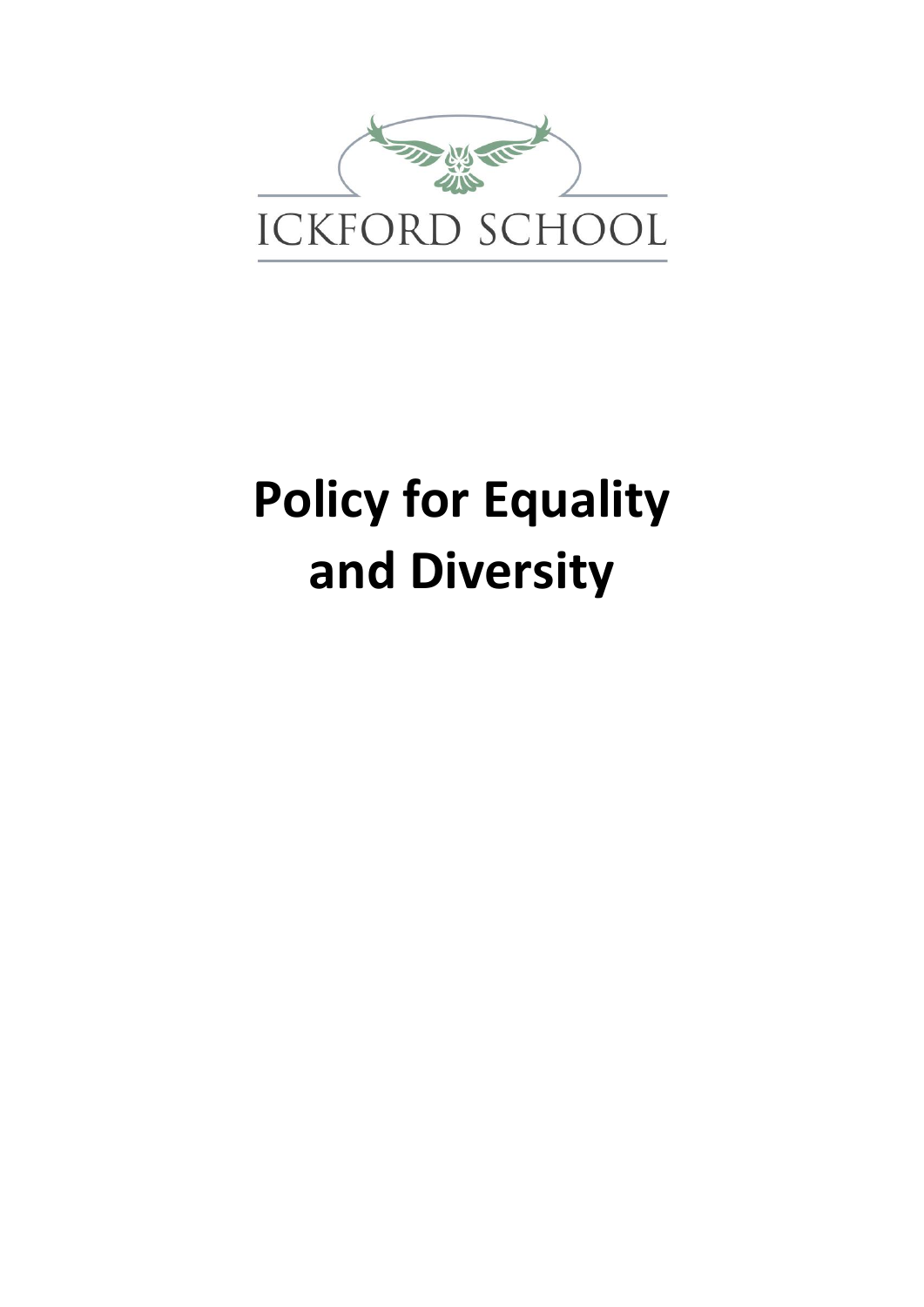ICKFORD SCHOOL

# Policy for Equality and Diversity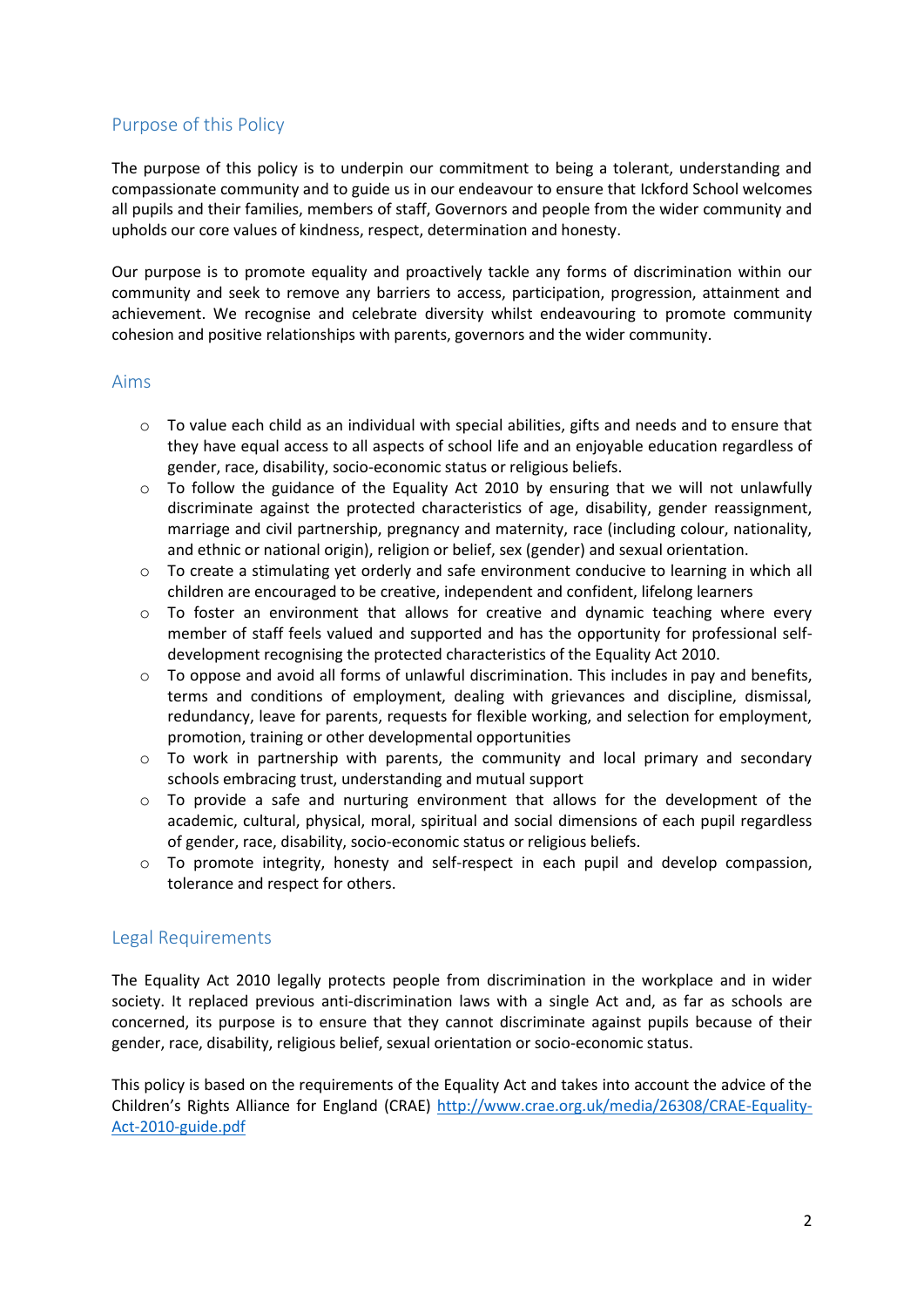## Purpose of this Policy

The purpose of this policy is to underpin our commitment to being a tolerant, understanding and compassionate community and to guide us in our endeavour to ensure that Ickford School welcomes all pupils and their families, members of staff, Governors and people from the wider community and upholds our core values of kindness, respect, determination and honesty.

Our purpose is to promote equality and proactively tackle any forms of discrimination within our community and seek to remove any barriers to access, participation, progression, attainment and achievement. We recognise and celebrate diversity whilst endeavouring to promote community cohesion and positive relationships with parents, governors and the wider community.

## Aims

- To value each child as an individual with special abilities, gifts and needs and to ensure that they have equal access to all aspects of school life and an enjoyable education regardless of gender, race, disability, socio-economic status or religious beliefs.
- To follow the guidance of the Equality Act 2010 by ensuring that we will not unlawfully discriminate against the protected characteristics of age, disability, gender reassignment, marriage and civil partnership, pregnancy and maternity, race (including colour, nationality, and ethnic or national origin), religion or belief, sex (gender) and sexual orientation.
- To create a stimulating yet orderly and safe environment conducive to learning in which all children are encouraged to be creative, independent and confident, lifelong learners
- To foster an environment that allows for creative and dynamic teaching where every member of staff feels valued and supported and has the opportunity for professional self-development recognising the protected characteristics of the Equality Act 2010.
- To oppose and avoid all forms of unlawful discrimination. This includes in pay and benefits, terms and conditions of employment, dealing with grievances and discipline, dismissal, redundancy, leave for parents, requests for flexible working, and selection for employment, promotion, training or other developmental opportunities
- To work in partnership with parents, the community and local primary and secondary schools embracing trust, understanding and mutual support
- To provide a safe and nurturing environment that allows for the development of the academic, cultural, physical, moral, spiritual and social dimensions of each pupil regardless of gender, race, disability, socio-economic status or religious beliefs.
- To promote integrity, honesty and self-respect in each pupil and develop compassion, tolerance and respect for others.

## Legal Requirements

The Equality Act 2010 legally protects people from discrimination in the workplace and in wider society. It replaced previous anti-discrimination laws with a single Act and, as far as schools are concerned, its purpose is to ensure that they cannot discriminate against pupils because of their gender, race, disability, religious belief, sexual orientation or socio-economic status.

This policy is based on the requirements of the Equality Act and takes into account the advice of the Children's Rights Alliance for England (CRAE) http://www.crae.org.uk/media/26308/CRAE-Equality-Act-2010-guide.pdf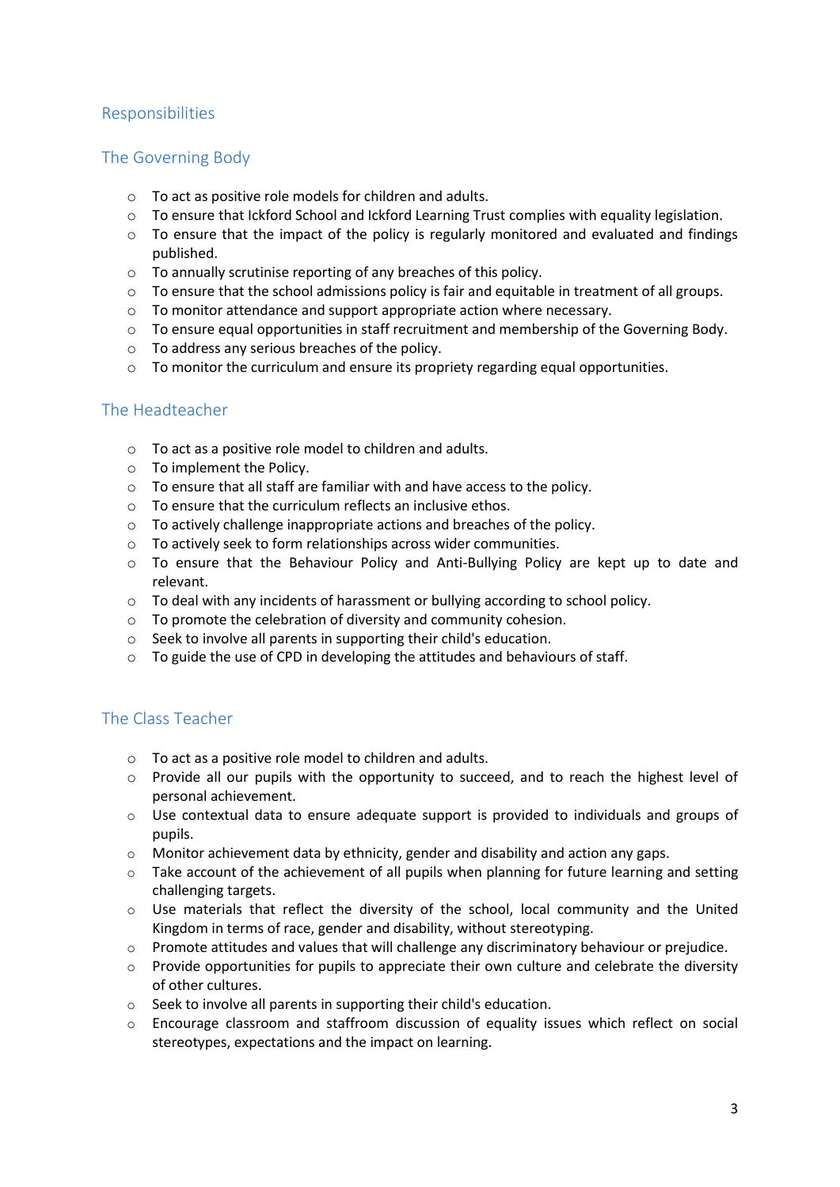## Responsibilities

### The Governing Body

- To act as positive role models for children and adults.
- To ensure that Ickford School and Ickford Learning Trust complies with equality legislation.
- To ensure that the impact of the policy is regularly monitored and evaluated and findings published.
- To annually scrutinise reporting of any breaches of this policy.
- To ensure that the school admissions policy is fair and equitable in treatment of all groups.
- To monitor attendance and support appropriate action where necessary.
- To ensure equal opportunities in staff recruitment and membership of the Governing Body.
- To address any serious breaches of the policy.
- To monitor the curriculum and ensure its propriety regarding equal opportunities.

### The Headteacher

- To act as a positive role model to children and adults.
- To implement the Policy.
- To ensure that all staff are familiar with and have access to the policy.
- To ensure that the curriculum reflects an inclusive ethos.
- To actively challenge inappropriate actions and breaches of the policy.
- To actively seek to form relationships across wider communities.
- To ensure that the Behaviour Policy and Anti-Bullying Policy are kept up to date and relevant.
- To deal with any incidents of harassment or bullying according to school policy.
- To promote the celebration of diversity and community cohesion.
- Seek to involve all parents in supporting their child's education.
- To guide the use of CPD in developing the attitudes and behaviours of staff.

### The Class Teacher

- To act as a positive role model to children and adults.
- Provide all our pupils with the opportunity to succeed, and to reach the highest level of personal achievement.
- Use contextual data to ensure adequate support is provided to individuals and groups of pupils.
- Monitor achievement data by ethnicity, gender and disability and action any gaps.
- Take account of the achievement of all pupils when planning for future learning and setting challenging targets.
- Use materials that reflect the diversity of the school, local community and the United Kingdom in terms of race, gender and disability, without stereotyping.
- Promote attitudes and values that will challenge any discriminatory behaviour or prejudice.
- Provide opportunities for pupils to appreciate their own culture and celebrate the diversity of other cultures.
- Seek to involve all parents in supporting their child's education.
- Encourage classroom and staffroom discussion of equality issues which reflect on social stereotypes, expectations and the impact on learning.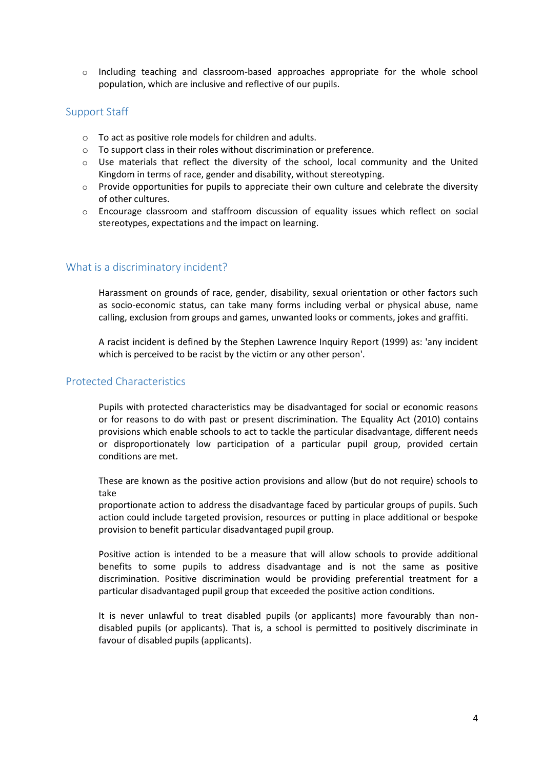- Including teaching and classroom-based approaches appropriate for the whole school population, which are inclusive and reflective of our pupils.

## Support Staff

- To act as positive role models for children and adults.
- To support class in their roles without discrimination or preference.
- Use materials that reflect the diversity of the school, local community and the United Kingdom in terms of race, gender and disability, without stereotyping.
- Provide opportunities for pupils to appreciate their own culture and celebrate the diversity of other cultures.
- Encourage classroom and staffroom discussion of equality issues which reflect on social stereotypes, expectations and the impact on learning.

## What is a discriminatory incident?

Harassment on grounds of race, gender, disability, sexual orientation or other factors such as socio-economic status, can take many forms including verbal or physical abuse, name calling, exclusion from groups and games, unwanted looks or comments, jokes and graffiti.

A racist incident is defined by the Stephen Lawrence Inquiry Report (1999) as: 'any incident which is perceived to be racist by the victim or any other person'.

## Protected Characteristics

Pupils with protected characteristics may be disadvantaged for social or economic reasons or for reasons to do with past or present discrimination. The Equality Act (2010) contains provisions which enable schools to act to tackle the particular disadvantage, different needs or disproportionately low participation of a particular pupil group, provided certain conditions are met.

These are known as the positive action provisions and allow (but do not require) schools to take
proportionate action to address the disadvantage faced by particular groups of pupils. Such action could include targeted provision, resources or putting in place additional or bespoke provision to benefit particular disadvantaged pupil group.

Positive action is intended to be a measure that will allow schools to provide additional benefits to some pupils to address disadvantage and is not the same as positive discrimination. Positive discrimination would be providing preferential treatment for a particular disadvantaged pupil group that exceeded the positive action conditions.

It is never unlawful to treat disabled pupils (or applicants) more favourably than non-disabled pupils (or applicants). That is, a school is permitted to positively discriminate in favour of disabled pupils (applicants).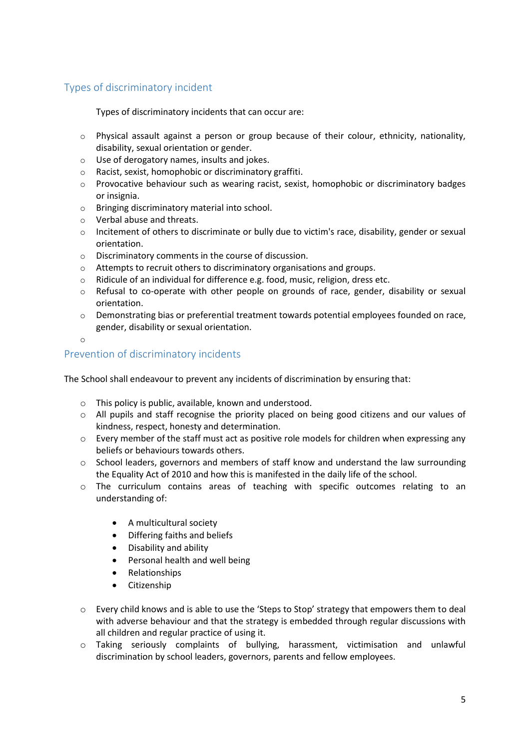## Types of discriminatory incident

Types of discriminatory incidents that can occur are:

- Physical assault against a person or group because of their colour, ethnicity, nationality, disability, sexual orientation or gender.
- Use of derogatory names, insults and jokes.
- Racist, sexist, homophobic or discriminatory graffiti.
- Provocative behaviour such as wearing racist, sexist, homophobic or discriminatory badges or insignia.
- Bringing discriminatory material into school.
- Verbal abuse and threats.
- Incitement of others to discriminate or bully due to victim's race, disability, gender or sexual orientation.
- Discriminatory comments in the course of discussion.
- Attempts to recruit others to discriminatory organisations and groups.
- Ridicule of an individual for difference e.g. food, music, religion, dress etc.
- Refusal to co-operate with other people on grounds of race, gender, disability or sexual orientation.
- Demonstrating bias or preferential treatment towards potential employees founded on race, gender, disability or sexual orientation.

## Prevention of discriminatory incidents

The School shall endeavour to prevent any incidents of discrimination by ensuring that:

- This policy is public, available, known and understood.
- All pupils and staff recognise the priority placed on being good citizens and our values of kindness, respect, honesty and determination.
- Every member of the staff must act as positive role models for children when expressing any beliefs or behaviours towards others.
- School leaders, governors and members of staff know and understand the law surrounding the Equality Act of 2010 and how this is manifested in the daily life of the school.
- The curriculum contains areas of teaching with specific outcomes relating to an understanding of:
  - A multicultural society
  - Differing faiths and beliefs
  - Disability and ability
  - Personal health and well being
  - Relationships
  - Citizenship
- Every child knows and is able to use the 'Steps to Stop' strategy that empowers them to deal with adverse behaviour and that the strategy is embedded through regular discussions with all children and regular practice of using it.
- Taking seriously complaints of bullying, harassment, victimisation and unlawful discrimination by school leaders, governors, parents and fellow employees.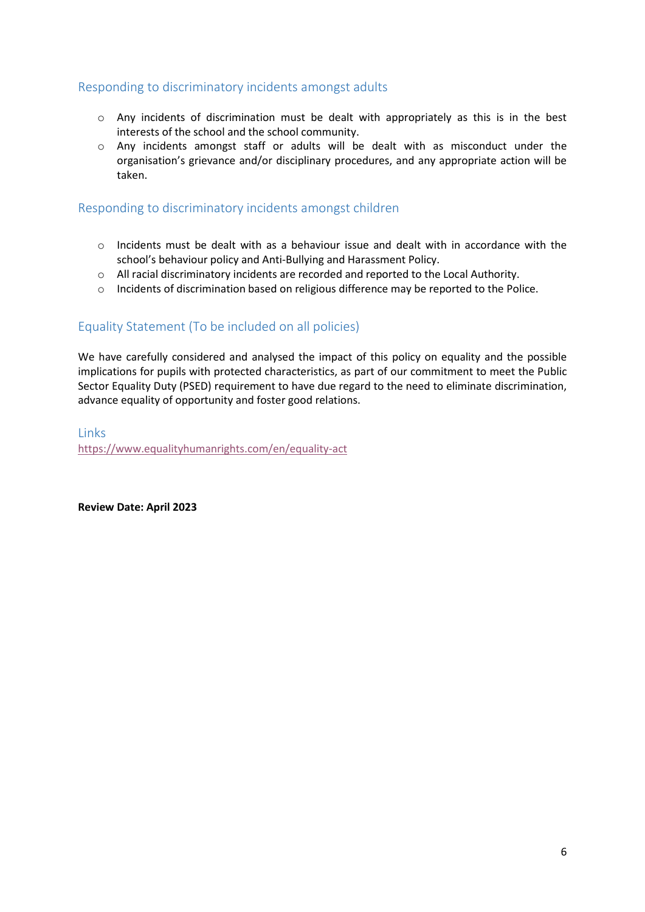## Responding to discriminatory incidents amongst adults

- Any incidents of discrimination must be dealt with appropriately as this is in the best interests of the school and the school community.
- Any incidents amongst staff or adults will be dealt with as misconduct under the organisation's grievance and/or disciplinary procedures, and any appropriate action will be taken.

## Responding to discriminatory incidents amongst children

- Incidents must be dealt with as a behaviour issue and dealt with in accordance with the school's behaviour policy and Anti-Bullying and Harassment Policy.
- All racial discriminatory incidents are recorded and reported to the Local Authority.
- Incidents of discrimination based on religious difference may be reported to the Police.

## Equality Statement (To be included on all policies)

We have carefully considered and analysed the impact of this policy on equality and the possible implications for pupils with protected characteristics, as part of our commitment to meet the Public Sector Equality Duty (PSED) requirement to have due regard to the need to eliminate discrimination, advance equality of opportunity and foster good relations.

## Links

https://www.equalityhumanrights.com/en/equality-act

**Review Date: April 2023**